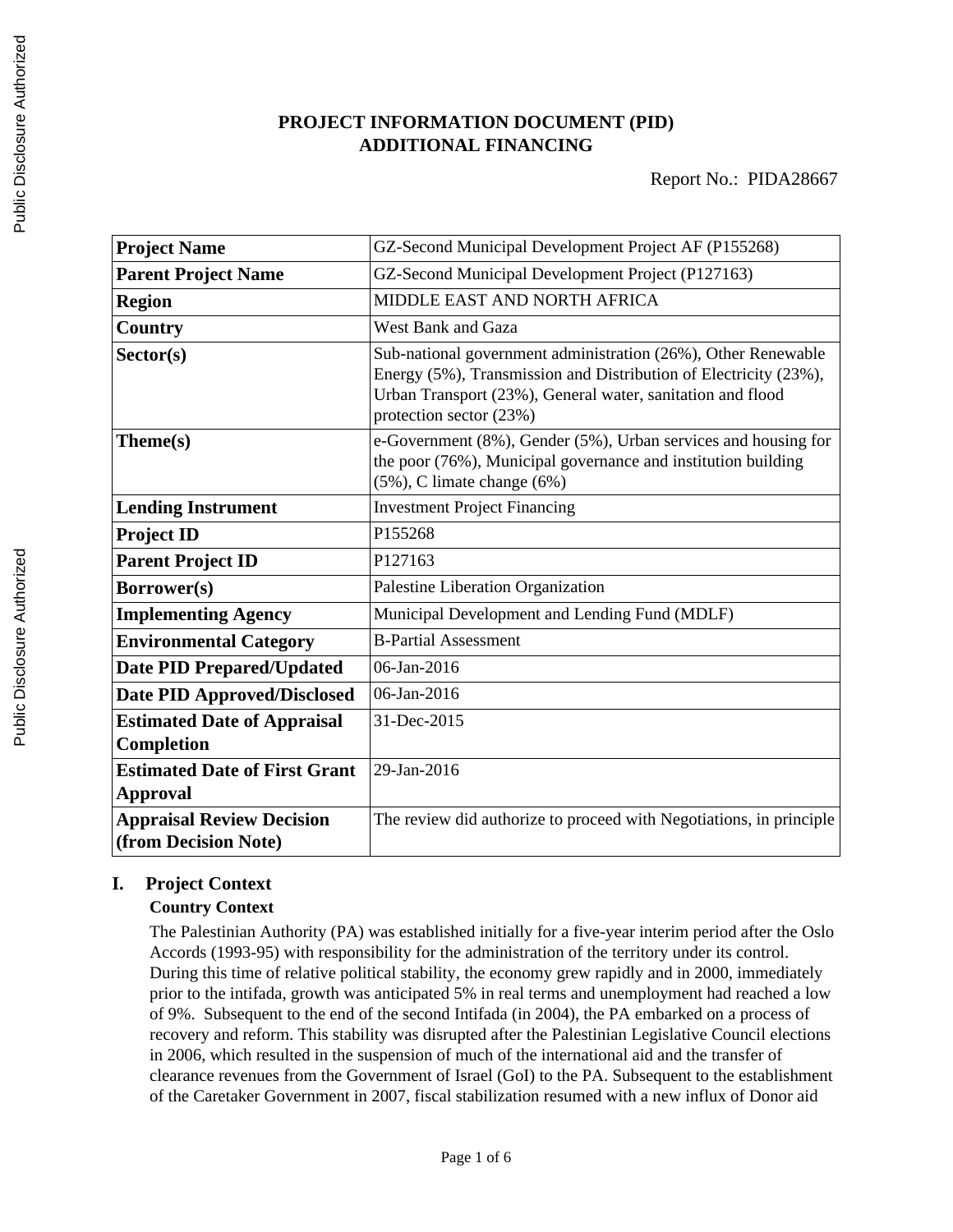# PROJECT INFORMATION DOCUMENT (PID)
# ADDITIONAL FINANCING

Report No.: PIDA28667

| | |
|---|---|
| **Project Name** | GZ-Second Municipal Development Project AF (P155268) |
| **Parent Project Name** | GZ-Second Municipal Development Project (P127163) |
| **Region** | MIDDLE EAST AND NORTH AFRICA |
| **Country** | West Bank and Gaza |
| **Sector(s)** | Sub-national government administration (26%), Other Renewable Energy (5%), Transmission and Distribution of Electricity (23%), Urban Transport (23%), General water, sanitation and flood protection sector (23%) |
| **Theme(s)** | e-Government (8%), Gender (5%), Urban services and housing for the poor (76%), Municipal governance and institution building (5%), C limate change (6%) |
| **Lending Instrument** | Investment Project Financing |
| **Project ID** | P155268 |
| **Parent Project ID** | P127163 |
| **Borrower(s)** | Palestine Liberation Organization |
| **Implementing Agency** | Municipal Development and Lending Fund (MDLF) |
| **Environmental Category** | B-Partial Assessment |
| **Date PID Prepared/Updated** | 06-Jan-2016 |
| **Date PID Approved/Disclosed** | 06-Jan-2016 |
| **Estimated Date of Appraisal Completion** | 31-Dec-2015 |
| **Estimated Date of First Grant Approval** | 29-Jan-2016 |
| **Appraisal Review Decision (from Decision Note)** | The review did authorize to proceed with Negotiations, in principle |

## I. Project Context

### Country Context

The Palestinian Authority (PA) was established initially for a five-year interim period after the Oslo Accords (1993-95) with responsibility for the administration of the territory under its control. During this time of relative political stability, the economy grew rapidly and in 2000, immediately prior to the intifada, growth was anticipated 5% in real terms and unemployment had reached a low of 9%. Subsequent to the end of the second Intifada (in 2004), the PA embarked on a process of recovery and reform. This stability was disrupted after the Palestinian Legislative Council elections in 2006, which resulted in the suspension of much of the international aid and the transfer of clearance revenues from the Government of Israel (GoI) to the PA. Subsequent to the establishment of the Caretaker Government in 2007, fiscal stabilization resumed with a new influx of Donor aid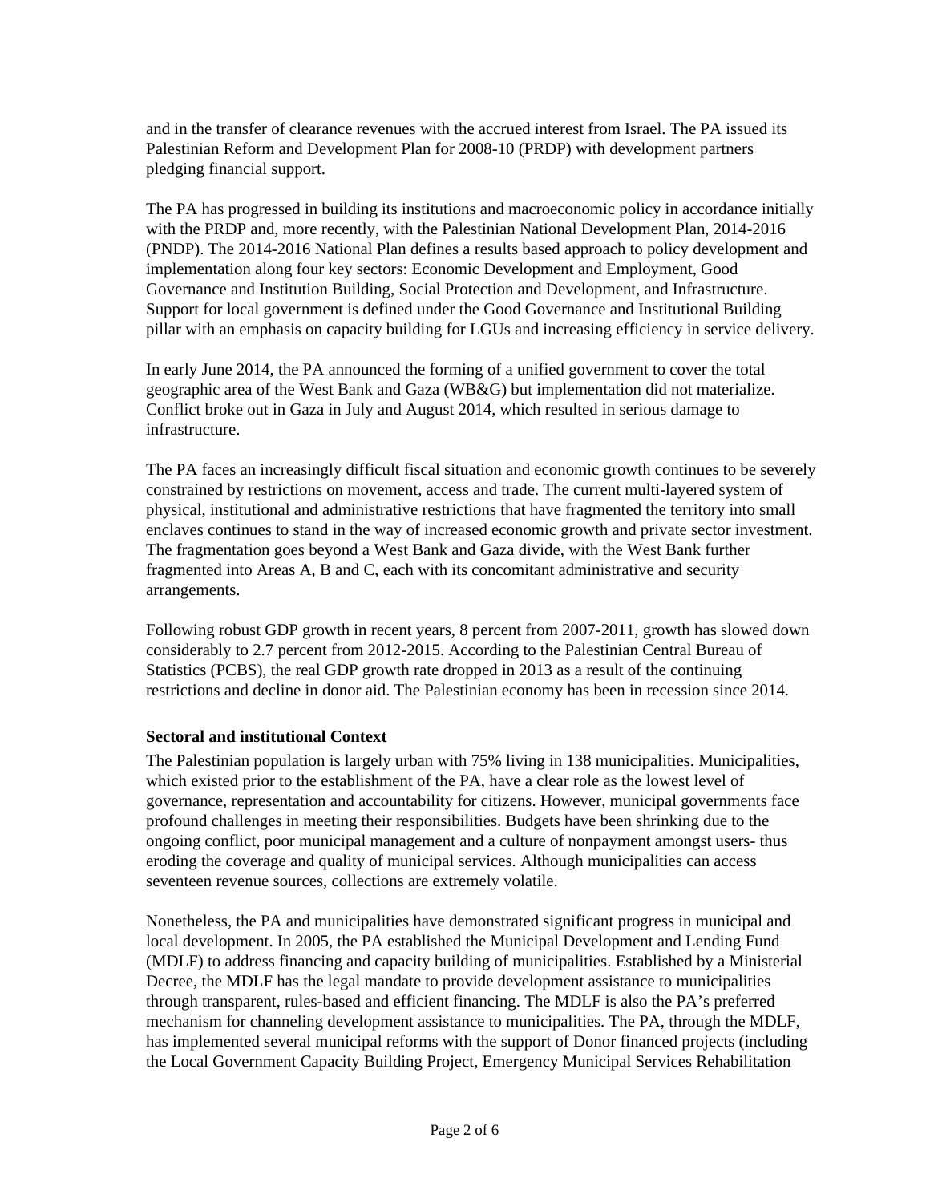and in the transfer of clearance revenues with the accrued interest from Israel. The PA issued its Palestinian Reform and Development Plan for 2008-10 (PRDP) with development partners pledging financial support.

The PA has progressed in building its institutions and macroeconomic policy in accordance initially with the PRDP and, more recently, with the Palestinian National Development Plan, 2014-2016 (PNDP). The 2014-2016 National Plan defines a results based approach to policy development and implementation along four key sectors: Economic Development and Employment, Good Governance and Institution Building, Social Protection and Development, and Infrastructure. Support for local government is defined under the Good Governance and Institutional Building pillar with an emphasis on capacity building for LGUs and increasing efficiency in service delivery.

In early June 2014, the PA announced the forming of a unified government to cover the total geographic area of the West Bank and Gaza (WB&G) but implementation did not materialize. Conflict broke out in Gaza in July and August 2014, which resulted in serious damage to infrastructure.

The PA faces an increasingly difficult fiscal situation and economic growth continues to be severely constrained by restrictions on movement, access and trade. The current multi-layered system of physical, institutional and administrative restrictions that have fragmented the territory into small enclaves continues to stand in the way of increased economic growth and private sector investment. The fragmentation goes beyond a West Bank and Gaza divide, with the West Bank further fragmented into Areas A, B and C, each with its concomitant administrative and security arrangements.

Following robust GDP growth in recent years, 8 percent from 2007-2011, growth has slowed down considerably to 2.7 percent from 2012-2015. According to the Palestinian Central Bureau of Statistics (PCBS), the real GDP growth rate dropped in 2013 as a result of the continuing restrictions and decline in donor aid. The Palestinian economy has been in recession since 2014.

**Sectoral and institutional Context**

The Palestinian population is largely urban with 75% living in 138 municipalities. Municipalities, which existed prior to the establishment of the PA, have a clear role as the lowest level of governance, representation and accountability for citizens. However, municipal governments face profound challenges in meeting their responsibilities. Budgets have been shrinking due to the ongoing conflict, poor municipal management and a culture of nonpayment amongst users- thus eroding the coverage and quality of municipal services. Although municipalities can access seventeen revenue sources, collections are extremely volatile.

Nonetheless, the PA and municipalities have demonstrated significant progress in municipal and local development. In 2005, the PA established the Municipal Development and Lending Fund (MDLF) to address financing and capacity building of municipalities. Established by a Ministerial Decree, the MDLF has the legal mandate to provide development assistance to municipalities through transparent, rules-based and efficient financing. The MDLF is also the PA's preferred mechanism for channeling development assistance to municipalities. The PA, through the MDLF, has implemented several municipal reforms with the support of Donor financed projects (including the Local Government Capacity Building Project, Emergency Municipal Services Rehabilitation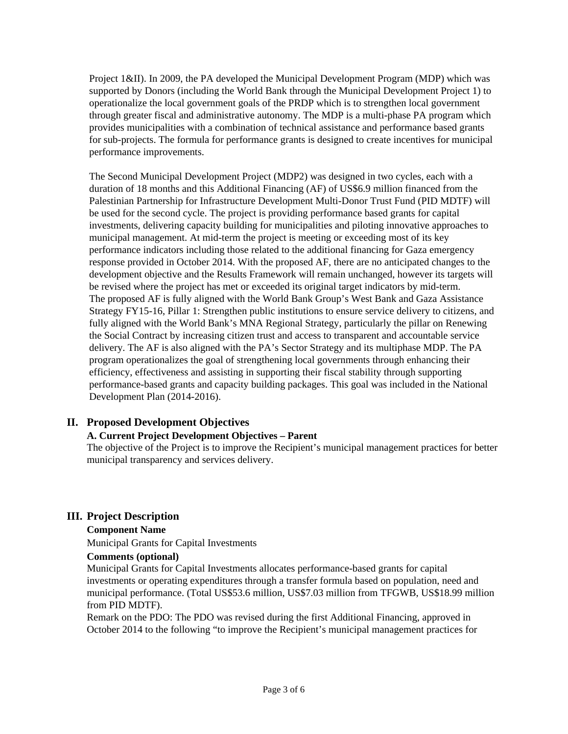Project 1&II). In 2009, the PA developed the Municipal Development Program (MDP) which was supported by Donors (including the World Bank through the Municipal Development Project 1) to operationalize the local government goals of the PRDP which is to strengthen local government through greater fiscal and administrative autonomy. The MDP is a multi-phase PA program which provides municipalities with a combination of technical assistance and performance based grants for sub-projects. The formula for performance grants is designed to create incentives for municipal performance improvements.

The Second Municipal Development Project (MDP2) was designed in two cycles, each with a duration of 18 months and this Additional Financing (AF) of US$6.9 million financed from the Palestinian Partnership for Infrastructure Development Multi-Donor Trust Fund (PID MDTF) will be used for the second cycle. The project is providing performance based grants for capital investments, delivering capacity building for municipalities and piloting innovative approaches to municipal management. At mid-term the project is meeting or exceeding most of its key performance indicators including those related to the additional financing for Gaza emergency response provided in October 2014. With the proposed AF, there are no anticipated changes to the development objective and the Results Framework will remain unchanged, however its targets will be revised where the project has met or exceeded its original target indicators by mid-term.
The proposed AF is fully aligned with the World Bank Group's West Bank and Gaza Assistance Strategy FY15-16, Pillar 1: Strengthen public institutions to ensure service delivery to citizens, and fully aligned with the World Bank's MNA Regional Strategy, particularly the pillar on Renewing the Social Contract by increasing citizen trust and access to transparent and accountable service delivery. The AF is also aligned with the PA's Sector Strategy and its multiphase MDP. The PA program operationalizes the goal of strengthening local governments through enhancing their efficiency, effectiveness and assisting in supporting their fiscal stability through supporting performance-based grants and capacity building packages. This goal was included in the National Development Plan (2014-2016).

## II. Proposed Development Objectives

### A. Current Project Development Objectives – Parent

The objective of the Project is to improve the Recipient's municipal management practices for better municipal transparency and services delivery.

## III. Project Description

**Component Name**

Municipal Grants for Capital Investments

**Comments (optional)**

Municipal Grants for Capital Investments allocates performance-based grants for capital investments or operating expenditures through a transfer formula based on population, need and municipal performance. (Total US$53.6 million, US$7.03 million from TFGWB, US$18.99 million from PID MDTF).
Remark on the PDO: The PDO was revised during the first Additional Financing, approved in October 2014 to the following "to improve the Recipient's municipal management practices for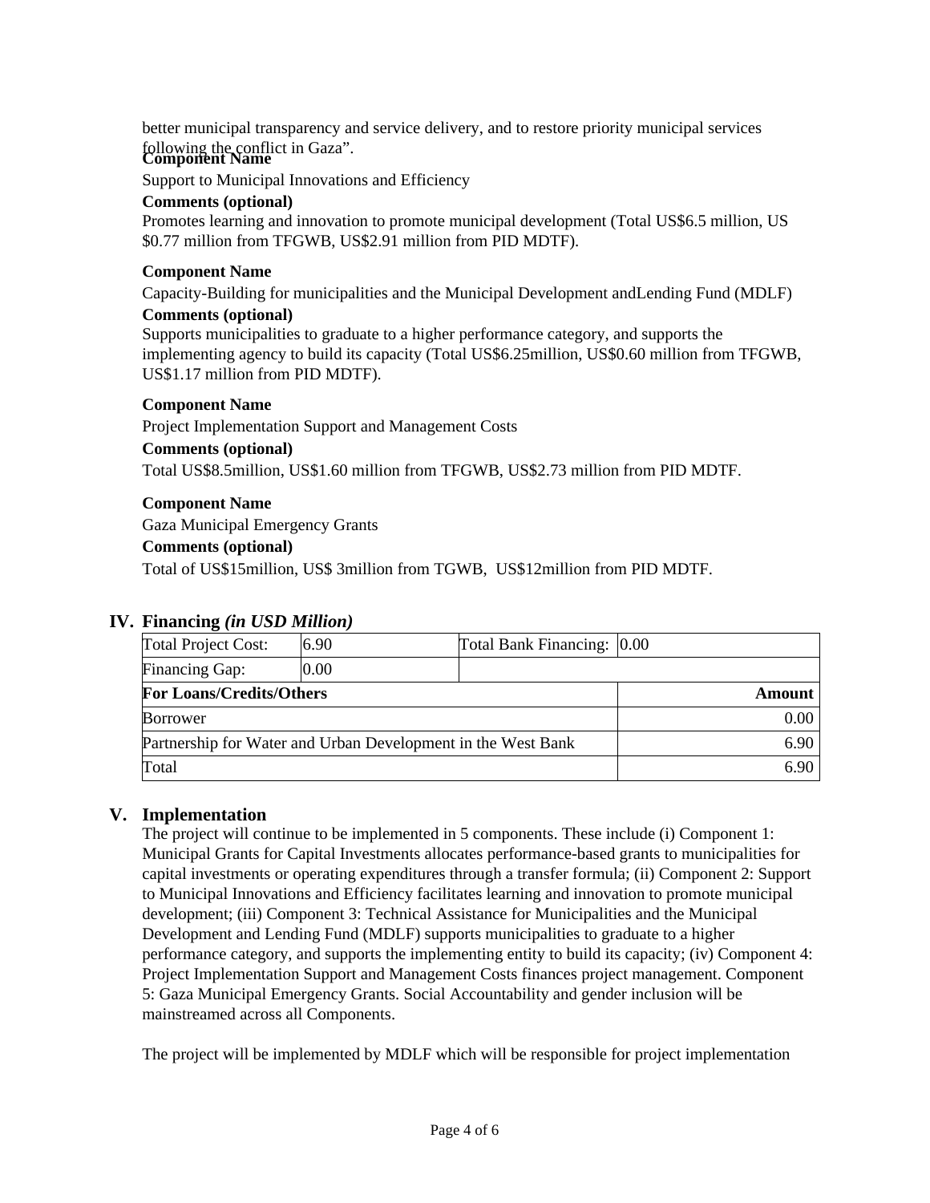better municipal transparency and service delivery, and to restore priority municipal services following the conflict in Gaza".

**Component Name**

Support to Municipal Innovations and Efficiency

**Comments (optional)**

Promotes learning and innovation to promote municipal development (Total US$6.5 million, US $0.77 million from TFGWB, US$2.91 million from PID MDTF).

**Component Name**

Capacity-Building for municipalities and the Municipal Development andLending Fund (MDLF)

**Comments (optional)**

Supports municipalities to graduate to a higher performance category, and supports the implementing agency to build its capacity (Total US$6.25million, US$0.60 million from TFGWB, US$1.17 million from PID MDTF).

**Component Name**

Project Implementation Support and Management Costs

**Comments (optional)**

Total US$8.5million, US$1.60 million from TFGWB, US$2.73 million from PID MDTF.

**Component Name**

Gaza Municipal Emergency Grants

**Comments (optional)**

Total of US$15million, US$ 3million from TGWB,  US$12million from PID MDTF.

## IV. Financing *(in USD Million)*

| Total Project Cost: | 6.90 | Total Bank Financing: | 0.00 |
|---|---|---|---|
| Financing Gap: | 0.00 | | |
| **For Loans/Credits/Others** | | | **Amount** |
| Borrower | | | 0.00 |
| Partnership for Water and Urban Development in the West Bank | | | 6.90 |
| Total | | | 6.90 |

## V. Implementation

The project will continue to be implemented in 5 components. These include (i) Component 1: Municipal Grants for Capital Investments allocates performance-based grants to municipalities for capital investments or operating expenditures through a transfer formula; (ii) Component 2: Support to Municipal Innovations and Efficiency facilitates learning and innovation to promote municipal development; (iii) Component 3: Technical Assistance for Municipalities and the Municipal Development and Lending Fund (MDLF) supports municipalities to graduate to a higher performance category, and supports the implementing entity to build its capacity; (iv) Component 4: Project Implementation Support and Management Costs finances project management. Component 5: Gaza Municipal Emergency Grants. Social Accountability and gender inclusion will be mainstreamed across all Components.

The project will be implemented by MDLF which will be responsible for project implementation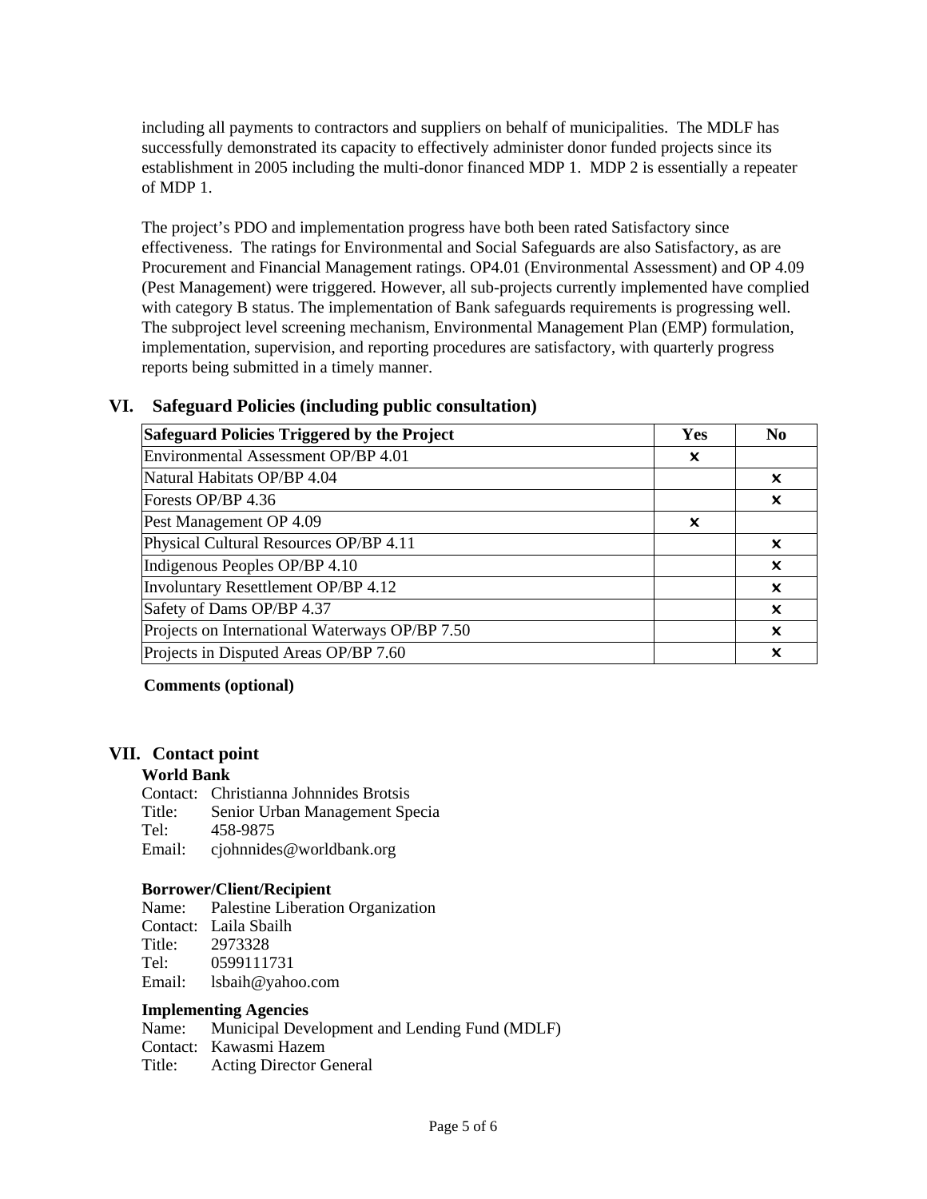including all payments to contractors and suppliers on behalf of municipalities. The MDLF has successfully demonstrated its capacity to effectively administer donor funded projects since its establishment in 2005 including the multi-donor financed MDP 1. MDP 2 is essentially a repeater of MDP 1.

The project's PDO and implementation progress have both been rated Satisfactory since effectiveness. The ratings for Environmental and Social Safeguards are also Satisfactory, as are Procurement and Financial Management ratings. OP4.01 (Environmental Assessment) and OP 4.09 (Pest Management) were triggered. However, all sub-projects currently implemented have complied with category B status. The implementation of Bank safeguards requirements is progressing well. The subproject level screening mechanism, Environmental Management Plan (EMP) formulation, implementation, supervision, and reporting procedures are satisfactory, with quarterly progress reports being submitted in a timely manner.

## VI. Safeguard Policies (including public consultation)

| Safeguard Policies Triggered by the Project | Yes | No |
|---|---|---|
| Environmental Assessment OP/BP 4.01 | × | |
| Natural Habitats OP/BP 4.04 | | × |
| Forests OP/BP 4.36 | | × |
| Pest Management OP 4.09 | × | |
| Physical Cultural Resources OP/BP 4.11 | | × |
| Indigenous Peoples OP/BP 4.10 | | × |
| Involuntary Resettlement OP/BP 4.12 | | × |
| Safety of Dams OP/BP 4.37 | | × |
| Projects on International Waterways OP/BP 7.50 | | × |
| Projects in Disputed Areas OP/BP 7.60 | | × |

**Comments (optional)**

## VII. Contact point

**World Bank**

Contact: Christianna Johnnides Brotsis
Title: Senior Urban Management Specia
Tel: 458-9875
Email: cjohnnides@worldbank.org

**Borrower/Client/Recipient**

Name: Palestine Liberation Organization
Contact: Laila Sbailh
Title: 2973328
Tel: 0599111731
Email: lsbaih@yahoo.com

**Implementing Agencies**

Name: Municipal Development and Lending Fund (MDLF)
Contact: Kawasmi Hazem
Title: Acting Director General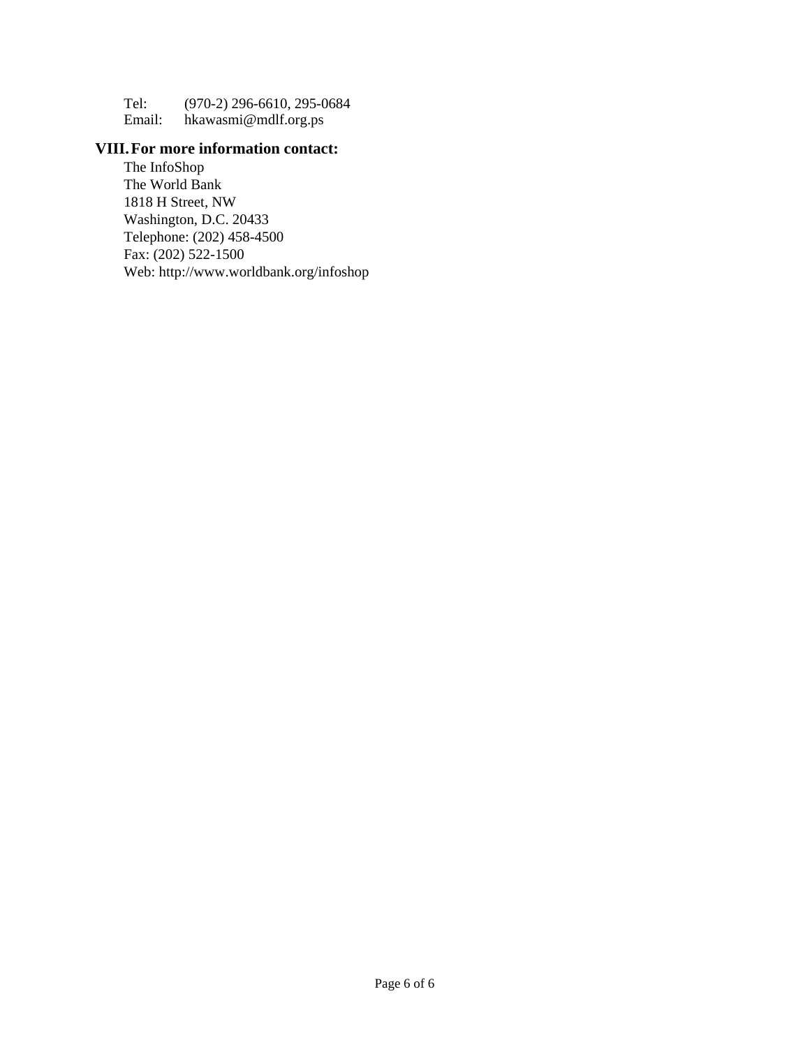Tel: (970-2) 296-6610, 295-0684
Email: hkawasmi@mdlf.org.ps

## VIII. For more information contact:

The InfoShop
The World Bank
1818 H Street, NW
Washington, D.C. 20433
Telephone: (202) 458-4500
Fax: (202) 522-1500
Web: http://www.worldbank.org/infoshop